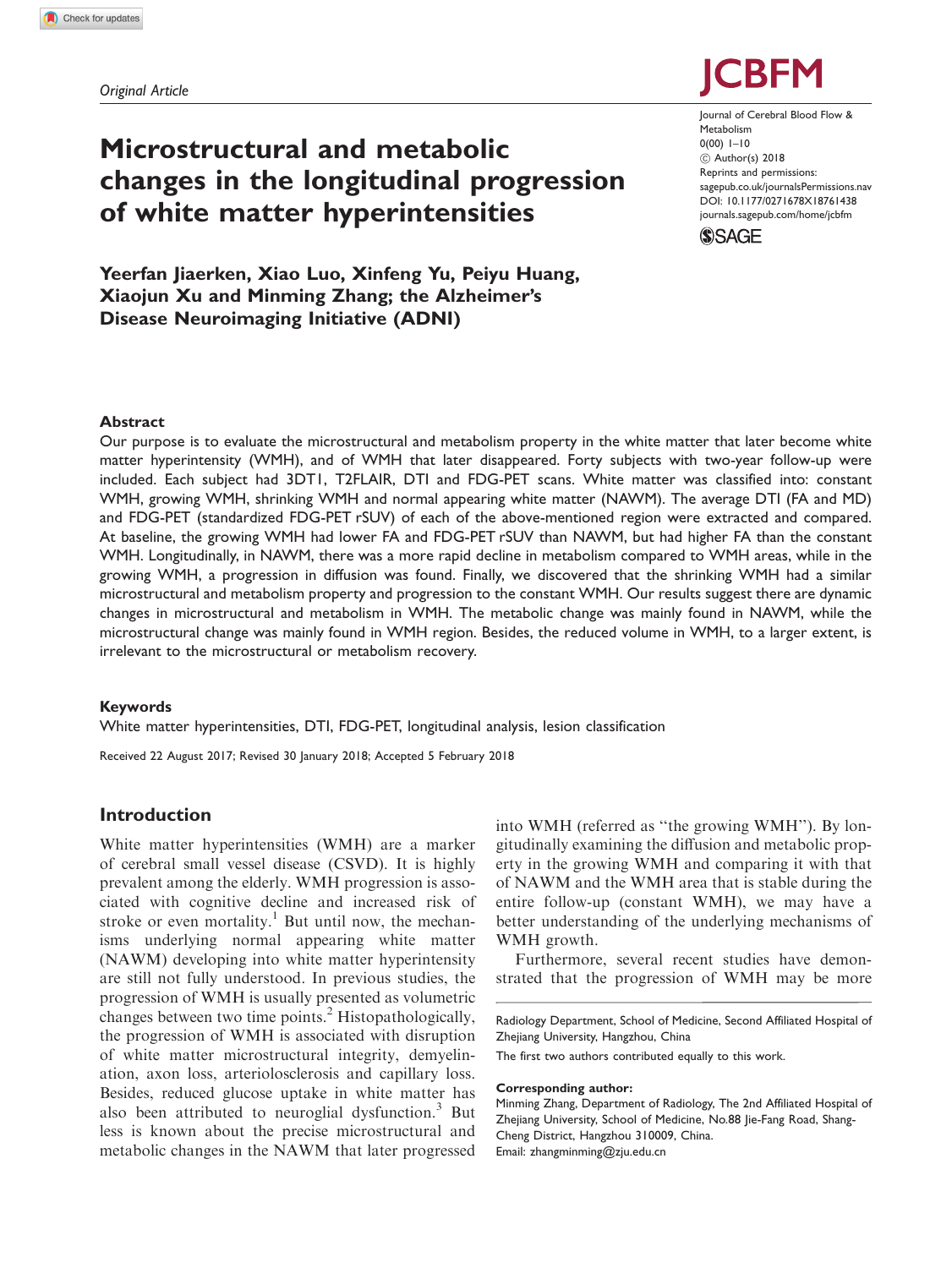*Original Article*

# Microstructural and metabolic changes in the longitudinal progression of white matter hyperintensities

**Yeerfan Jiaerken, Xiao Luo, Xinfeng Yu, Peiyu Huang, Xiaojun Xu and Minming Zhang; the Alzheimer's Disease Neuroimaging Initiative (ADNI)**

Journal of Cerebral Blood Flow & Metabolism
0(00) 1–10
© Author(s) 2018
Reprints and permissions: sagepub.co.uk/journalsPermissions.nav
DOI: 10.1177/0271678X18761438
journals.sagepub.com/home/jcbfm

## Abstract

Our purpose is to evaluate the microstructural and metabolism property in the white matter that later become white matter hyperintensity (WMH), and of WMH that later disappeared. Forty subjects with two-year follow-up were included. Each subject had 3DT1, T2FLAIR, DTI and FDG-PET scans. White matter was classified into: constant WMH, growing WMH, shrinking WMH and normal appearing white matter (NAWM). The average DTI (FA and MD) and FDG-PET (standardized FDG-PET rSUV) of each of the above-mentioned region were extracted and compared. At baseline, the growing WMH had lower FA and FDG-PET rSUV than NAWM, but had higher FA than the constant WMH. Longitudinally, in NAWM, there was a more rapid decline in metabolism compared to WMH areas, while in the growing WMH, a progression in diffusion was found. Finally, we discovered that the shrinking WMH had a similar microstructural and metabolism property and progression to the constant WMH. Our results suggest there are dynamic changes in microstructural and metabolism in WMH. The metabolic change was mainly found in NAWM, while the microstructural change was mainly found in WMH region. Besides, the reduced volume in WMH, to a larger extent, is irrelevant to the microstructural or metabolism recovery.

### Keywords

White matter hyperintensities, DTI, FDG-PET, longitudinal analysis, lesion classification

Received 22 August 2017; Revised 30 January 2018; Accepted 5 February 2018

## Introduction

White matter hyperintensities (WMH) are a marker of cerebral small vessel disease (CSVD). It is highly prevalent among the elderly. WMH progression is associated with cognitive decline and increased risk of stroke or even mortality.[1] But until now, the mechanisms underlying normal appearing white matter (NAWM) developing into white matter hyperintensity are still not fully understood. In previous studies, the progression of WMH is usually presented as volumetric changes between two time points.[2] Histopathologically, the progression of WMH is associated with disruption of white matter microstructural integrity, demyelination, axon loss, arteriolosclerosis and capillary loss. Besides, reduced glucose uptake in white matter has also been attributed to neuroglial dysfunction.[3] But less is known about the precise microstructural and metabolic changes in the NAWM that later progressed into WMH (referred as "the growing WMH"). By longitudinally examining the diffusion and metabolic property in the growing WMH and comparing it with that of NAWM and the WMH area that is stable during the entire follow-up (constant WMH), we may have a better understanding of the underlying mechanisms of WMH growth.

Furthermore, several recent studies have demonstrated that the progression of WMH may be more

Radiology Department, School of Medicine, Second Affiliated Hospital of Zhejiang University, Hangzhou, China

The first two authors contributed equally to this work.

**Corresponding author:**
Minming Zhang, Department of Radiology, The 2nd Affiliated Hospital of Zhejiang University, School of Medicine, No.88 Jie-Fang Road, Shang-Cheng District, Hangzhou 310009, China.
Email: zhangminming@zju.edu.cn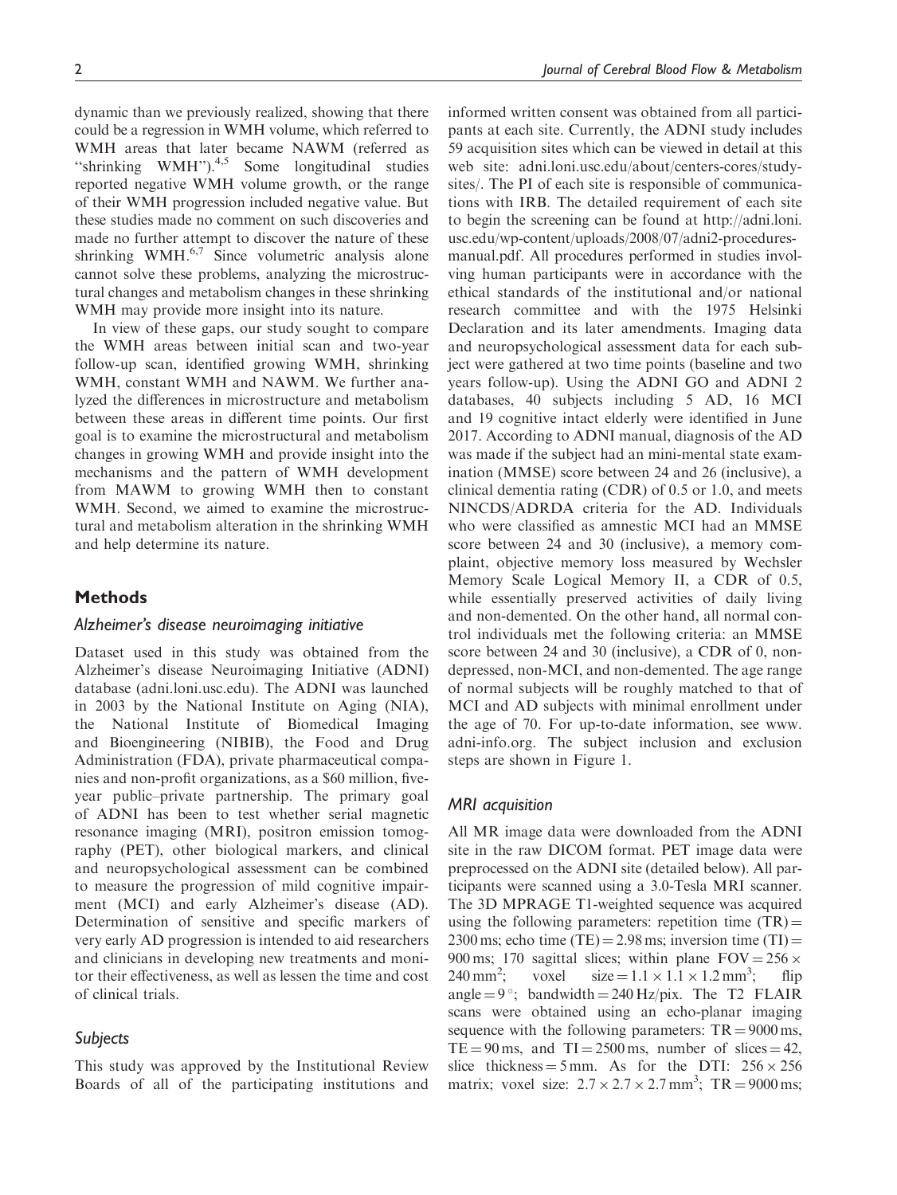dynamic than we previously realized, showing that there could be a regression in WMH volume, which referred to WMH areas that later became NAWM (referred as "shrinking WMH").[4,5] Some longitudinal studies reported negative WMH volume growth, or the range of their WMH progression included negative value. But these studies made no comment on such discoveries and made no further attempt to discover the nature of these shrinking WMH.[6,7] Since volumetric analysis alone cannot solve these problems, analyzing the microstructural changes and metabolism changes in these shrinking WMH may provide more insight into its nature.

In view of these gaps, our study sought to compare the WMH areas between initial scan and two-year follow-up scan, identified growing WMH, shrinking WMH, constant WMH and NAWM. We further analyzed the differences in microstructure and metabolism between these areas in different time points. Our first goal is to examine the microstructural and metabolism changes in growing WMH and provide insight into the mechanisms and the pattern of WMH development from MAWM to growing WMH then to constant WMH. Second, we aimed to examine the microstructural and metabolism alteration in the shrinking WMH and help determine its nature.

## Methods

### *Alzheimer's disease neuroimaging initiative*

Dataset used in this study was obtained from the Alzheimer's disease Neuroimaging Initiative (ADNI) database (adni.loni.usc.edu). The ADNI was launched in 2003 by the National Institute on Aging (NIA), the National Institute of Biomedical Imaging and Bioengineering (NIBIB), the Food and Drug Administration (FDA), private pharmaceutical companies and non-profit organizations, as a $60 million, five-year public–private partnership. The primary goal of ADNI has been to test whether serial magnetic resonance imaging (MRI), positron emission tomography (PET), other biological markers, and clinical and neuropsychological assessment can be combined to measure the progression of mild cognitive impairment (MCI) and early Alzheimer's disease (AD). Determination of sensitive and specific markers of very early AD progression is intended to aid researchers and clinicians in developing new treatments and monitor their effectiveness, as well as lessen the time and cost of clinical trials.

### *Subjects*

This study was approved by the Institutional Review Boards of all of the participating institutions and informed written consent was obtained from all participants at each site. Currently, the ADNI study includes 59 acquisition sites which can be viewed in detail at this web site: adni.loni.usc.edu/about/centers-cores/study-sites/. The PI of each site is responsible of communications with IRB. The detailed requirement of each site to begin the screening can be found at http://adni.loni.usc.edu/wp-content/uploads/2008/07/adni2-procedures-manual.pdf. All procedures performed in studies involving human participants were in accordance with the ethical standards of the institutional and/or national research committee and with the 1975 Helsinki Declaration and its later amendments. Imaging data and neuropsychological assessment data for each subject were gathered at two time points (baseline and two years follow-up). Using the ADNI GO and ADNI 2 databases, 40 subjects including 5 AD, 16 MCI and 19 cognitive intact elderly were identified in June 2017. According to ADNI manual, diagnosis of the AD was made if the subject had an mini-mental state examination (MMSE) score between 24 and 26 (inclusive), a clinical dementia rating (CDR) of 0.5 or 1.0, and meets NINCDS/ADRDA criteria for the AD. Individuals who were classified as amnestic MCI had an MMSE score between 24 and 30 (inclusive), a memory complaint, objective memory loss measured by Wechsler Memory Scale Logical Memory II, a CDR of 0.5, while essentially preserved activities of daily living and non-demented. On the other hand, all normal control individuals met the following criteria: an MMSE score between 24 and 30 (inclusive), a CDR of 0, non-depressed, non-MCI, and non-demented. The age range of normal subjects will be roughly matched to that of MCI and AD subjects with minimal enrollment under the age of 70. For up-to-date information, see www.adni-info.org. The subject inclusion and exclusion steps are shown in Figure 1.

### *MRI acquisition*

All MR image data were downloaded from the ADNI site in the raw DICOM format. PET image data were preprocessed on the ADNI site (detailed below). All participants were scanned using a 3.0-Tesla MRI scanner. The 3D MPRAGE T1-weighted sequence was acquired using the following parameters: repetition time (TR) = 2300 ms; echo time (TE) = 2.98 ms; inversion time (TI) = 900 ms; 170 sagittal slices; within plane FOV = $256 \times 240\,mm^2$; voxel size = $1.1 \times 1.1 \times 1.2\,mm^3$; flip angle = 9°; bandwidth = 240 Hz/pix. The T2 FLAIR scans were obtained using an echo-planar imaging sequence with the following parameters: TR = 9000 ms, TE = 90 ms, and TI = 2500 ms, number of slices = 42, slice thickness = 5 mm. As for the DTI: $256 \times 256$ matrix; voxel size: $2.7 \times 2.7 \times 2.7\,mm^3$; TR = 9000 ms;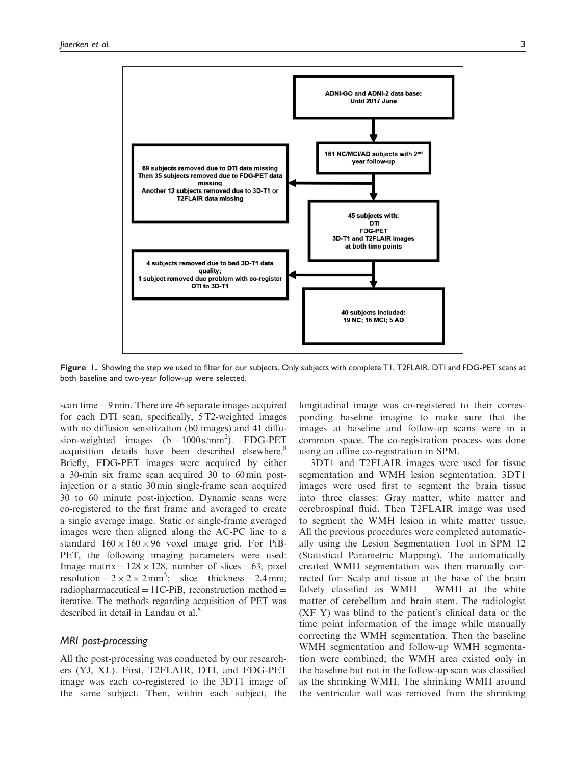ADNI-GO and ADNI-2 data base: Until 2017 June

161 NC/MCI/AD subjects with 2nd year follow-up

69 subjects removed due to DTI data missing
Then 35 subjects removed due to FDG-PET data missing
Another 12 subjects removed due to 3D-T1 or T2FLAIR data missing

45 subjects with:
DTI
FDG-PET
3D-T1 and T2FLAIR images at both time points

4 subjects removed due to bad 3D-T1 data quality;
1 subject removed due problem with co-register DTI to 3D-T1

40 subjects included:
19 NC; 16 MCI; 5 AD

**Figure 1.** Showing the step we used to filter for our subjects. Only subjects with complete T1, T2FLAIR, DTI and FDG-PET scans at both baseline and two-year follow-up were selected.

scan time = 9 min. There are 46 separate images acquired for each DTI scan, specifically, 5 T2-weighted images with no diffusion sensitization (b0 images) and 41 diffusion-weighted images ($b = 1000\,s/mm^2$). FDG-PET acquisition details have been described elsewhere.[8] Briefly, FDG-PET images were acquired by either a 30-min six frame scan acquired 30 to 60 min post-injection or a static 30 min single-frame scan acquired 30 to 60 minute post-injection. Dynamic scans were co-registered to the first frame and averaged to create a single average image. Static or single-frame averaged images were then aligned along the AC-PC line to a standard $160 \times 160 \times 96$ voxel image grid. For PiB-PET, the following imaging parameters were used: Image matrix = $128 \times 128$, number of slices = 63, pixel resolution = $2 \times 2 \times 2\,mm^3$; slice thickness = 2.4 mm; radiopharmaceutical = 11C-PiB, reconstruction method = iterative. The methods regarding acquisition of PET was described in detail in Landau et al.[8]

## MRI post-processing

All the post-processing was conducted by our researchers (YJ, XL). First, T2FLAIR, DTI, and FDG-PET image was each co-registered to the 3DT1 image of the same subject. Then, within each subject, the longitudinal image was co-registered to their corresponding baseline imagine to make sure that the images at baseline and follow-up scans were in a common space. The co-registration process was done using an affine co-registration in SPM.

3DT1 and T2FLAIR images were used for tissue segmentation and WMH lesion segmentation. 3DT1 images were used first to segment the brain tissue into three classes: Gray matter, white matter and cerebrospinal fluid. Then T2FLAIR image was used to segment the WMH lesion in white matter tissue. All the previous procedures were completed automatically using the Lesion Segmentation Tool in SPM 12 (Statistical Parametric Mapping). The automatically created WMH segmentation was then manually corrected for: Scalp and tissue at the base of the brain falsely classified as WMH – WMH at the white matter of cerebellum and brain stem. The radiologist (XF Y) was blind to the patient's clinical data or the time point information of the image while manually correcting the WMH segmentation. Then the baseline WMH segmentation and follow-up WMH segmentation were combined; the WMH area existed only in the baseline but not in the follow-up scan was classified as the shrinking WMH. The shrinking WMH around the ventricular wall was removed from the shrinking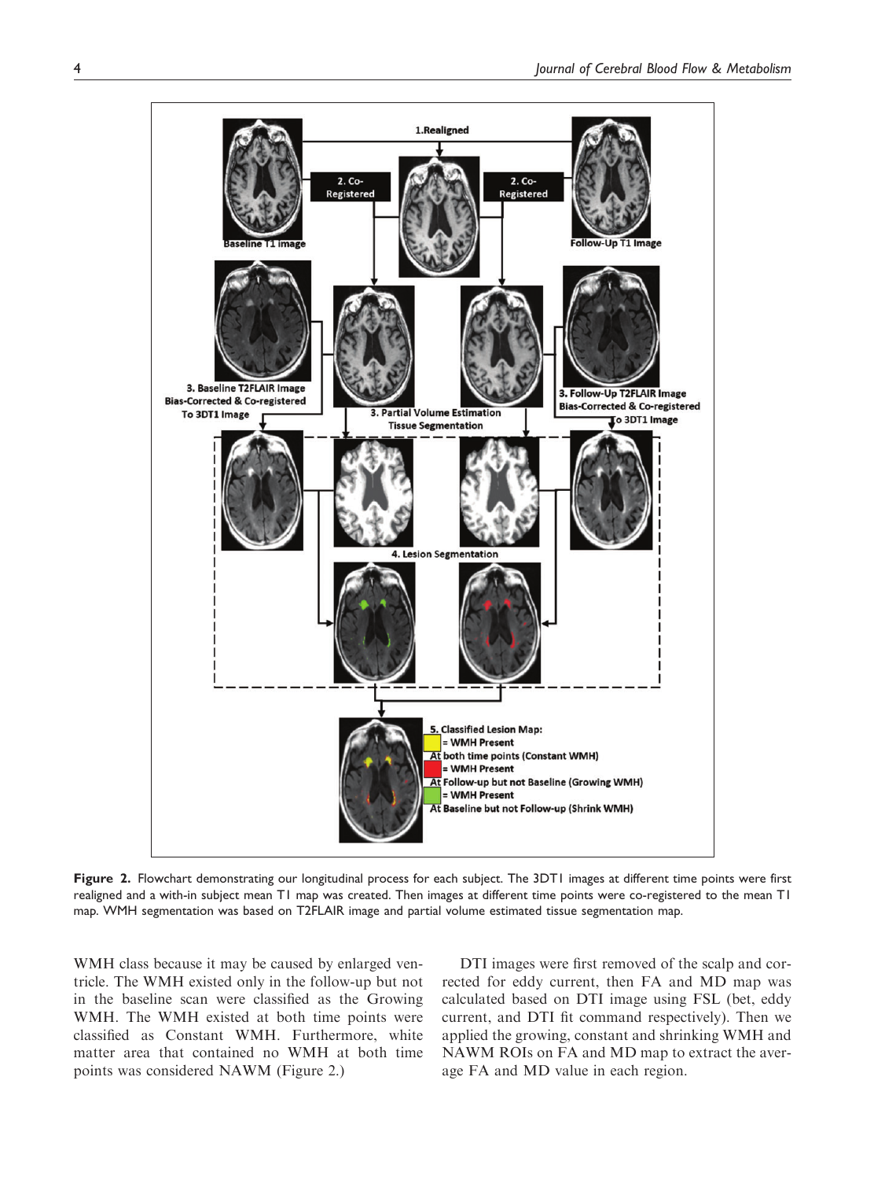Figure 2. Flowchart demonstrating our longitudinal process for each subject. The 3DT1 images at different time points were first realigned and a with-in subject mean T1 map was created. Then images at different time points were co-registered to the mean T1 map. WMH segmentation was based on T2FLAIR image and partial volume estimated tissue segmentation map.

WMH class because it may be caused by enlarged ventricle. The WMH existed only in the follow-up but not in the baseline scan were classified as the Growing WMH. The WMH existed at both time points were classified as Constant WMH. Furthermore, white matter area that contained no WMH at both time points was considered NAWM (Figure 2.)

DTI images were first removed of the scalp and corrected for eddy current, then FA and MD map was calculated based on DTI image using FSL (bet, eddy current, and DTI fit command respectively). Then we applied the growing, constant and shrinking WMH and NAWM ROIs on FA and MD map to extract the average FA and MD value in each region.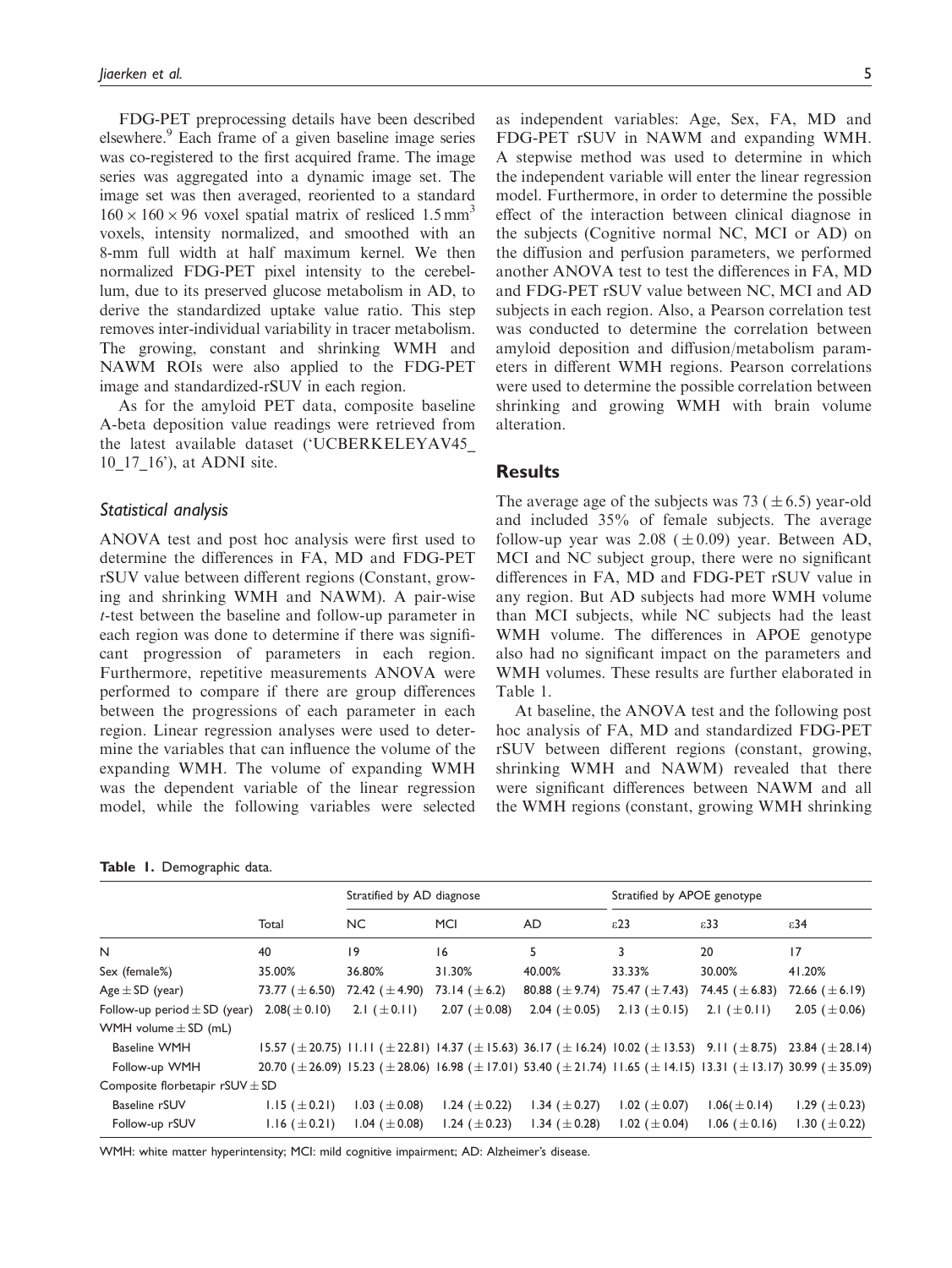FDG-PET preprocessing details have been described elsewhere.[9] Each frame of a given baseline image series was co-registered to the first acquired frame. The image series was aggregated into a dynamic image set. The image set was then averaged, reoriented to a standard $160 \times 160 \times 96$ voxel spatial matrix of resliced $1.5\,mm^3$ voxels, intensity normalized, and smoothed with an 8-mm full width at half maximum kernel. We then normalized FDG-PET pixel intensity to the cerebellum, due to its preserved glucose metabolism in AD, to derive the standardized uptake value ratio. This step removes inter-individual variability in tracer metabolism. The growing, constant and shrinking WMH and NAWM ROIs were also applied to the FDG-PET image and standardized-rSUV in each region.

As for the amyloid PET data, composite baseline A-beta deposition value readings were retrieved from the latest available dataset ('UCBERKELEYAV45_10_17_16'), at ADNI site.

### Statistical analysis

ANOVA test and post hoc analysis were first used to determine the differences in FA, MD and FDG-PET rSUV value between different regions (Constant, growing and shrinking WMH and NAWM). A pair-wise *t*-test between the baseline and follow-up parameter in each region was done to determine if there was significant progression of parameters in each region. Furthermore, repetitive measurements ANOVA were performed to compare if there are group differences between the progressions of each parameter in each region. Linear regression analyses were used to determine the variables that can influence the volume of the expanding WMH. The volume of expanding WMH was the dependent variable of the linear regression model, while the following variables were selected as independent variables: Age, Sex, FA, MD and FDG-PET rSUV in NAWM and expanding WMH. A stepwise method was used to determine in which the independent variable will enter the linear regression model. Furthermore, in order to determine the possible effect of the interaction between clinical diagnose in the subjects (Cognitive normal NC, MCI or AD) on the diffusion and perfusion parameters, we performed another ANOVA test to test the differences in FA, MD and FDG-PET rSUV value between NC, MCI and AD subjects in each region. Also, a Pearson correlation test was conducted to determine the correlation between amyloid deposition and diffusion/metabolism parameters in different WMH regions. Pearson correlations were used to determine the possible correlation between shrinking and growing WMH with brain volume alteration.

## Results

The average age of the subjects was 73 ($\pm 6.5$) year-old and included 35% of female subjects. The average follow-up year was 2.08 ($\pm 0.09$) year. Between AD, MCI and NC subject group, there were no significant differences in FA, MD and FDG-PET rSUV value in any region. But AD subjects had more WMH volume than MCI subjects, while NC subjects had the least WMH volume. The differences in APOE genotype also had no significant impact on the parameters and WMH volumes. These results are further elaborated in Table 1.

At baseline, the ANOVA test and the following post hoc analysis of FA, MD and standardized FDG-PET rSUV between different regions (constant, growing, shrinking WMH and NAWM) revealed that there were significant differences between NAWM and all the WMH regions (constant, growing WMH shrinking

**Table 1.** Demographic data.

| | | Stratified by AD diagnose | | | Stratified by APOE genotype | | |
|---|---|---|---|---|---|---|---|
| | Total | NC | MCI | AD | ε23 | ε33 | ε34 |
| N | 40 | 19 | 16 | 5 | 3 | 20 | 17 |
| Sex (female%) | 35.00% | 36.80% | 31.30% | 40.00% | 33.33% | 30.00% | 41.20% |
| Age ± SD (year) | 73.77 (±6.50) | 72.42 (±4.90) | 73.14 (±6.2) | 80.88 (±9.74) | 75.47 (±7.43) | 74.45 (±6.83) | 72.66 (±6.19) |
| Follow-up period ± SD (year) | 2.08(±0.10) | 2.1 (±0.11) | 2.07 (±0.08) | 2.04 (±0.05) | 2.13 (±0.15) | 2.1 (±0.11) | 2.05 (±0.06) |
| WMH volume ± SD (mL) | | | | | | | |
| Baseline WMH | 15.57 (±20.75) | 11.11 (±22.81) | 14.37 (±15.63) | 36.17 (±16.24) | 10.02 (±13.53) | 9.11 (±8.75) | 23.84 (±28.14) |
| Follow-up WMH | 20.70 (±26.09) | 15.23 (±28.06) | 16.98 (±17.01) | 53.40 (±21.74) | 11.65 (±14.15) | 13.31 (±13.17) | 30.99 (±35.09) |
| Composite florbetapir rSUV ± SD | | | | | | | |
| Baseline rSUV | 1.15 (±0.21) | 1.03 (±0.08) | 1.24 (±0.22) | 1.34 (±0.27) | 1.02 (±0.07) | 1.06(±0.14) | 1.29 (±0.23) |
| Follow-up rSUV | 1.16 (±0.21) | 1.04 (±0.08) | 1.24 (±0.23) | 1.34 (±0.28) | 1.02 (±0.04) | 1.06 (±0.16) | 1.30 (±0.22) |

WMH: white matter hyperintensity; MCI: mild cognitive impairment; AD: Alzheimer's disease.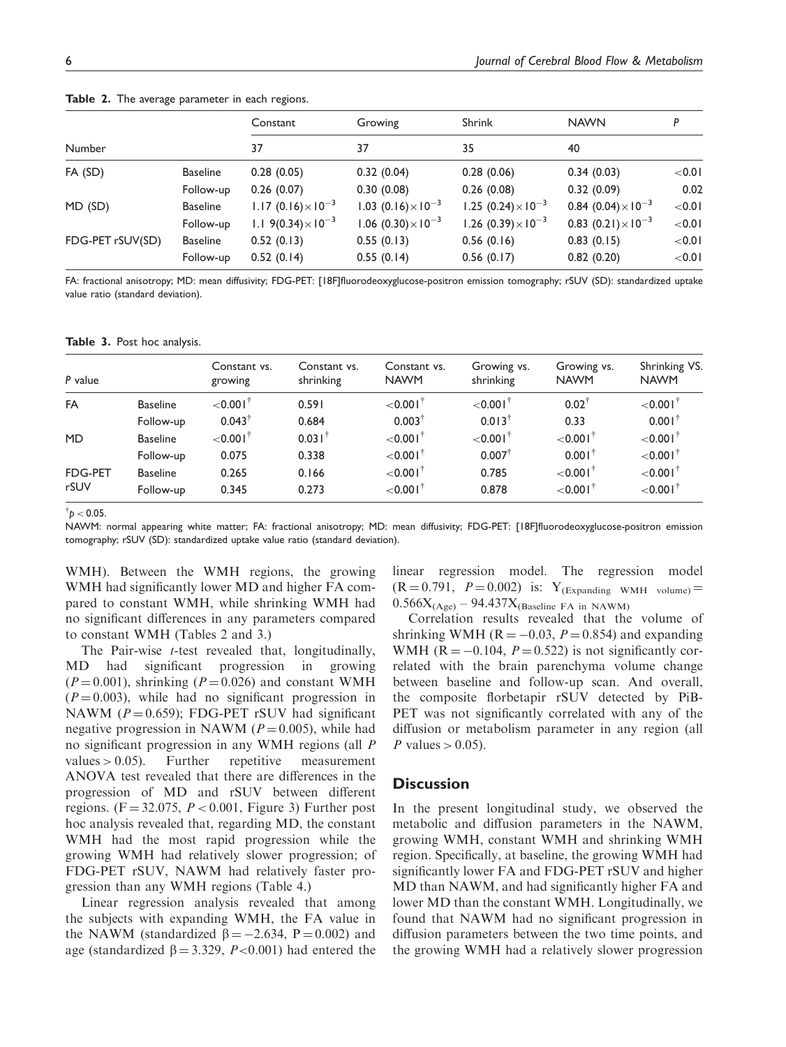**Table 2.** The average parameter in each regions.

| | | Constant | Growing | Shrink | NAWN | P |
|---|---|---|---|---|---|---|
| Number | | 37 | 37 | 35 | 40 | |
| FA (SD) | Baseline | 0.28 (0.05) | 0.32 (0.04) | 0.28 (0.06) | 0.34 (0.03) | <0.01 |
| | Follow-up | 0.26 (0.07) | 0.30 (0.08) | 0.26 (0.08) | 0.32 (0.09) | 0.02 |
| MD (SD) | Baseline | $1.17\ (0.16)\times10^{-3}$ | $1.03\ (0.16)\times10^{-3}$ | $1.25\ (0.24)\times10^{-3}$ | $0.84\ (0.04)\times10^{-3}$ | <0.01 |
| | Follow-up | $1.1\ 9(0.34)\times10^{-3}$ | $1.06\ (0.30)\times10^{-3}$ | $1.26\ (0.39)\times10^{-3}$ | $0.83\ (0.21)\times10^{-3}$ | <0.01 |
| FDG-PET rSUV(SD) | Baseline | 0.52 (0.13) | 0.55 (0.13) | 0.56 (0.16) | 0.83 (0.15) | <0.01 |
| | Follow-up | 0.52 (0.14) | 0.55 (0.14) | 0.56 (0.17) | 0.82 (0.20) | <0.01 |

FA: fractional anisotropy; MD: mean diffusivity; FDG-PET: [18F]fluorodeoxyglucose-positron emission tomography; rSUV (SD): standardized uptake value ratio (standard deviation).

**Table 3.** Post hoc analysis.

| P value | | Constant vs. growing | Constant vs. shrinking | Constant vs. NAWM | Growing vs. shrinking | Growing vs. NAWM | Shrinking VS. NAWM |
|---|---|---|---|---|---|---|---|
| FA | Baseline | <0.001[†] | 0.591 | <0.001[†] | <0.001[†] | 0.02[†] | <0.001[†] |
| | Follow-up | 0.043[†] | 0.684 | 0.003[†] | 0.013[†] | 0.33 | 0.001[†] |
| MD | Baseline | <0.001[†] | 0.031[†] | <0.001[†] | <0.001[†] | <0.001[†] | <0.001[†] |
| | Follow-up | 0.075 | 0.338 | <0.001[†] | 0.007[†] | 0.001[†] | <0.001[†] |
| FDG-PET rSUV | Baseline | 0.265 | 0.166 | <0.001[†] | 0.785 | <0.001[†] | <0.001[†] |
| | Follow-up | 0.345 | 0.273 | <0.001[†] | 0.878 | <0.001[†] | <0.001[†] |

[†]$p < 0.05$.

NAWM: normal appearing white matter; FA: fractional anisotropy; MD: mean diffusivity; FDG-PET: [18F]fluorodeoxyglucose-positron emission tomography; rSUV (SD): standardized uptake value ratio (standard deviation).

WMH). Between the WMH regions, the growing WMH had significantly lower MD and higher FA compared to constant WMH, while shrinking WMH had no significant differences in any parameters compared to constant WMH (Tables 2 and 3.)

The Pair-wise *t*-test revealed that, longitudinally, MD had significant progression in growing ($P = 0.001$), shrinking ($P = 0.026$) and constant WMH ($P = 0.003$), while had no significant progression in NAWM ($P = 0.659$); FDG-PET rSUV had significant negative progression in NAWM ($P = 0.005$), while had no significant progression in any WMH regions (all $P$ values $> 0.05$). Further repetitive measurement ANOVA test revealed that there are differences in the progression of MD and rSUV between different regions. ($F = 32.075$, $P < 0.001$, Figure 3) Further post hoc analysis revealed that, regarding MD, the constant WMH had the most rapid progression while the growing WMH had relatively slower progression; of FDG-PET rSUV, NAWM had relatively faster progression than any WMH regions (Table 4.)

Linear regression analysis revealed that among the subjects with expanding WMH, the FA value in the NAWM (standardized $\beta = -2.634$, $P = 0.002$) and age (standardized $\beta = 3.329$, $P < 0.001$) had entered the linear regression model. The regression model ($R = 0.791$, $P = 0.002$) is: $Y_{(\text{Expanding WMH volume})} = 0.566X_{(\text{Age})} - 94.437X_{(\text{Baseline FA in NAWM})}$

Correlation results revealed that the volume of shrinking WMH ($R = -0.03$, $P = 0.854$) and expanding WMH ($R = -0.104$, $P = 0.522$) is not significantly correlated with the brain parenchyma volume change between baseline and follow-up scan. And overall, the composite florbetapir rSUV detected by PiB-PET was not significantly correlated with any of the diffusion or metabolism parameter in any region (all $P$ values $> 0.05$).

## Discussion

In the present longitudinal study, we observed the metabolic and diffusion parameters in the NAWM, growing WMH, constant WMH and shrinking WMH region. Specifically, at baseline, the growing WMH had significantly lower FA and FDG-PET rSUV and higher MD than NAWM, and had significantly higher FA and lower MD than the constant WMH. Longitudinally, we found that NAWM had no significant progression in diffusion parameters between the two time points, and the growing WMH had a relatively slower progression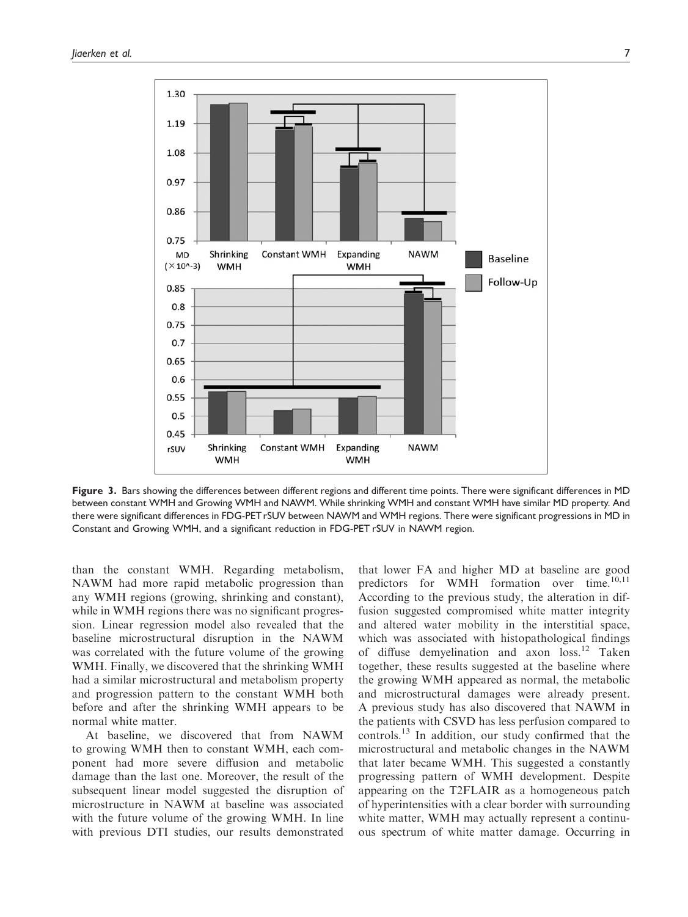1.30
1.19
1.08
0.97
0.86
0.75
MD ($\times 10^{\wedge}$-3)
Shrinking WMH
Constant WMH
Expanding WMH
NAWM
Baseline
Follow-Up
0.85
0.8
0.75
0.7
0.65
0.6
0.55
0.5
0.45
rSUV
Shrinking WMH
Constant WMH
Expanding WMH
NAWM

**Figure 3.** Bars showing the differences between different regions and different time points. There were significant differences in MD between constant WMH and Growing WMH and NAWM. While shrinking WMH and constant WMH have similar MD property. And there were significant differences in FDG-PET rSUV between NAWM and WMH regions. There were significant progressions in MD in Constant and Growing WMH, and a significant reduction in FDG-PET rSUV in NAWM region.

than the constant WMH. Regarding metabolism, NAWM had more rapid metabolic progression than any WMH regions (growing, shrinking and constant), while in WMH regions there was no significant progression. Linear regression model also revealed that the baseline microstructural disruption in the NAWM was correlated with the future volume of the growing WMH. Finally, we discovered that the shrinking WMH had a similar microstructural and metabolism property and progression pattern to the constant WMH both before and after the shrinking WMH appears to be normal white matter.

At baseline, we discovered that from NAWM to growing WMH then to constant WMH, each component had more severe diffusion and metabolic damage than the last one. Moreover, the result of the subsequent linear model suggested the disruption of microstructure in NAWM at baseline was associated with the future volume of the growing WMH. In line with previous DTI studies, our results demonstrated that lower FA and higher MD at baseline are good predictors for WMH formation over time.[10,11] According to the previous study, the alteration in diffusion suggested compromised white matter integrity and altered water mobility in the interstitial space, which was associated with histopathological findings of diffuse demyelination and axon loss.[12] Taken together, these results suggested at the baseline where the growing WMH appeared as normal, the metabolic and microstructural damages were already present. A previous study has also discovered that NAWM in the patients with CSVD has less perfusion compared to controls.[13] In addition, our study confirmed that the microstructural and metabolic changes in the NAWM that later became WMH. This suggested a constantly progressing pattern of WMH development. Despite appearing on the T2FLAIR as a homogeneous patch of hyperintensities with a clear border with surrounding white matter, WMH may actually represent a continuous spectrum of white matter damage. Occurring in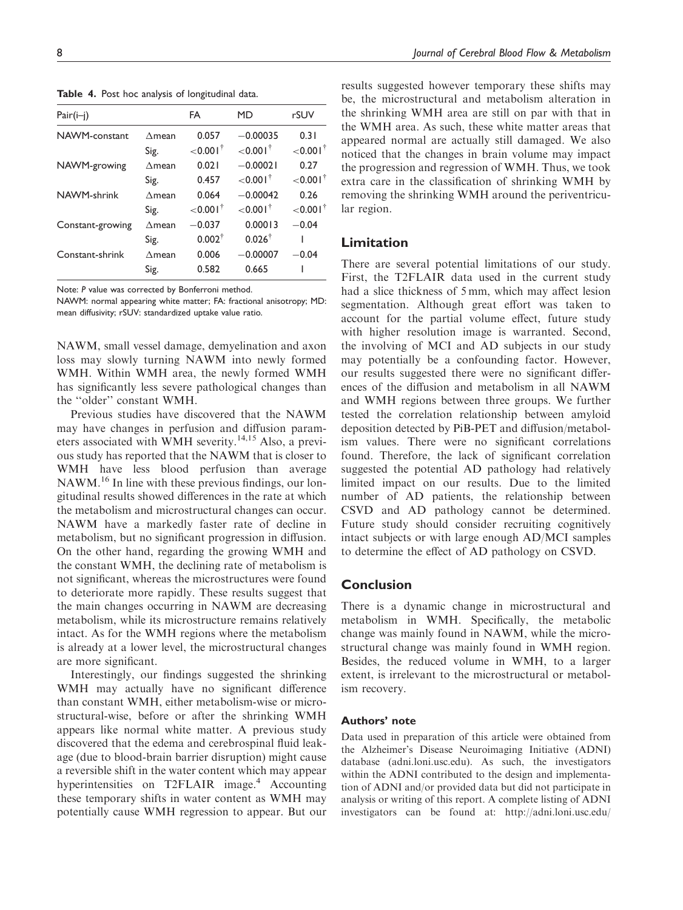**Table 4.** Post hoc analysis of longitudinal data.

| Pair(i–j) | | FA | MD | rSUV |
|---|---|---|---|---|
| NAWM-constant | Δmean | 0.057 | −0.00035 | 0.31 |
| | Sig. | <0.001† | <0.001† | <0.001† |
| NAWM-growing | Δmean | 0.021 | −0.00021 | 0.27 |
| | Sig. | 0.457 | <0.001† | <0.001† |
| NAWM-shrink | Δmean | 0.064 | −0.00042 | 0.26 |
| | Sig. | <0.001† | <0.001† | <0.001† |
| Constant-growing | Δmean | −0.037 | 0.00013 | −0.04 |
| | Sig. | 0.002† | 0.026† | 1 |
| Constant-shrink | Δmean | 0.006 | −0.00007 | −0.04 |
| | Sig. | 0.582 | 0.665 | 1 |

Note: *P* value was corrected by Bonferroni method.

NAWM: normal appearing white matter; FA: fractional anisotropy; MD: mean diffusivity; rSUV: standardized uptake value ratio.

NAWM, small vessel damage, demyelination and axon loss may slowly turning NAWM into newly formed WMH. Within WMH area, the newly formed WMH has significantly less severe pathological changes than the "older" constant WMH.

Previous studies have discovered that the NAWM may have changes in perfusion and diffusion parameters associated with WMH severity.[14,15] Also, a previous study has reported that the NAWM that is closer to WMH have less blood perfusion than average NAWM.[16] In line with these previous findings, our longitudinal results showed differences in the rate at which the metabolism and microstructural changes can occur. NAWM have a markedly faster rate of decline in metabolism, but no significant progression in diffusion. On the other hand, regarding the growing WMH and the constant WMH, the declining rate of metabolism is not significant, whereas the microstructures were found to deteriorate more rapidly. These results suggest that the main changes occurring in NAWM are decreasing metabolism, while its microstructure remains relatively intact. As for the WMH regions where the metabolism is already at a lower level, the microstructural changes are more significant.

Interestingly, our findings suggested the shrinking WMH may actually have no significant difference than constant WMH, either metabolism-wise or microstructural-wise, before or after the shrinking WMH appears like normal white matter. A previous study discovered that the edema and cerebrospinal fluid leakage (due to blood-brain barrier disruption) might cause a reversible shift in the water content which may appear hyperintensities on T2FLAIR image.[4] Accounting these temporary shifts in water content as WMH may potentially cause WMH regression to appear. But our results suggested however temporary these shifts may be, the microstructural and metabolism alteration in the shrinking WMH area are still on par with that in the WMH area. As such, these white matter areas that appeared normal are actually still damaged. We also noticed that the changes in brain volume may impact the progression and regression of WMH. Thus, we took extra care in the classification of shrinking WMH by removing the shrinking WMH around the periventricular region.

## Limitation

There are several potential limitations of our study. First, the T2FLAIR data used in the current study had a slice thickness of 5 mm, which may affect lesion segmentation. Although great effort was taken to account for the partial volume effect, future study with higher resolution image is warranted. Second, the involving of MCI and AD subjects in our study may potentially be a confounding factor. However, our results suggested there were no significant differences of the diffusion and metabolism in all NAWM and WMH regions between three groups. We further tested the correlation relationship between amyloid deposition detected by PiB-PET and diffusion/metabolism values. There were no significant correlations found. Therefore, the lack of significant correlation suggested the potential AD pathology had relatively limited impact on our results. Due to the limited number of AD patients, the relationship between CSVD and AD pathology cannot be determined. Future study should consider recruiting cognitively intact subjects or with large enough AD/MCI samples to determine the effect of AD pathology on CSVD.

## Conclusion

There is a dynamic change in microstructural and metabolism in WMH. Specifically, the metabolic change was mainly found in NAWM, while the microstructural change was mainly found in WMH region. Besides, the reduced volume in WMH, to a larger extent, is irrelevant to the microstructural or metabolism recovery.

### Authors' note

Data used in preparation of this article were obtained from the Alzheimer's Disease Neuroimaging Initiative (ADNI) database (adni.loni.usc.edu). As such, the investigators within the ADNI contributed to the design and implementation of ADNI and/or provided data but did not participate in analysis or writing of this report. A complete listing of ADNI investigators can be found at: http://adni.loni.usc.edu/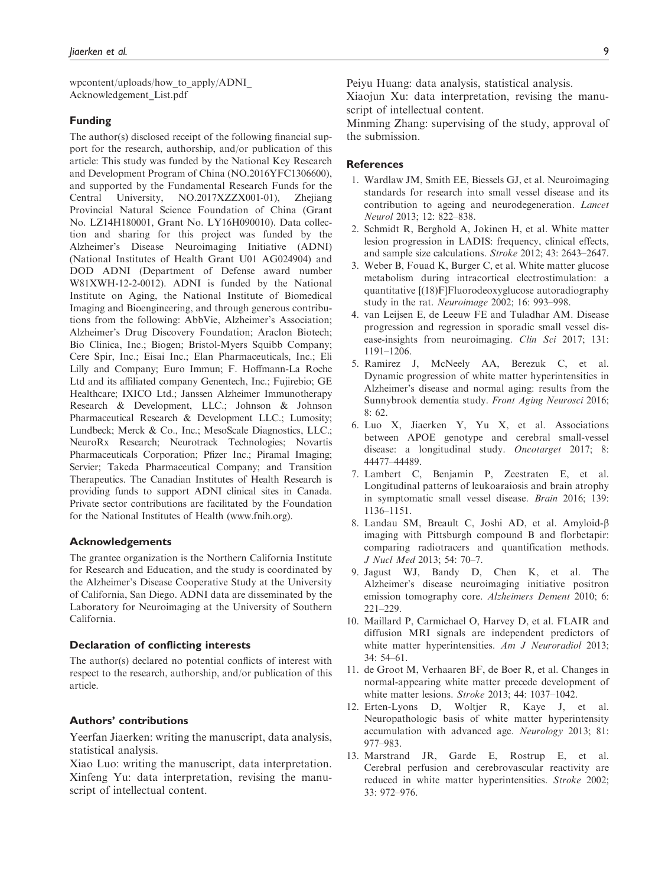wpcontent/uploads/how_to_apply/ADNI_Acknowledgement_List.pdf

### Funding

The author(s) disclosed receipt of the following financial support for the research, authorship, and/or publication of this article: This study was funded by the National Key Research and Development Program of China (NO.2016YFC1306600), and supported by the Fundamental Research Funds for the Central University, NO.2017XZZX001-01), Zhejiang Provincial Natural Science Foundation of China (Grant No. LZ14H180001, Grant No. LY16H090010). Data collection and sharing for this project was funded by the Alzheimer's Disease Neuroimaging Initiative (ADNI) (National Institutes of Health Grant U01 AG024904) and DOD ADNI (Department of Defense award number W81XWH-12-2-0012). ADNI is funded by the National Institute on Aging, the National Institute of Biomedical Imaging and Bioengineering, and through generous contributions from the following: AbbVie, Alzheimer's Association; Alzheimer's Drug Discovery Foundation; Araclon Biotech; Bio Clinica, Inc.; Biogen; Bristol-Myers Squibb Company; Cere Spir, Inc.; Eisai Inc.; Elan Pharmaceuticals, Inc.; Eli Lilly and Company; Euro Immun; F. Hoffmann-La Roche Ltd and its affiliated company Genentech, Inc.; Fujirebio; GE Healthcare; IXICO Ltd.; Janssen Alzheimer Immunotherapy Research & Development, LLC.; Johnson & Johnson Pharmaceutical Research & Development LLC.; Lumosity; Lundbeck; Merck & Co., Inc.; MesoScale Diagnostics, LLC.; NeuroRx Research; Neurotrack Technologies; Novartis Pharmaceuticals Corporation; Pfizer Inc.; Piramal Imaging; Servier; Takeda Pharmaceutical Company; and Transition Therapeutics. The Canadian Institutes of Health Research is providing funds to support ADNI clinical sites in Canada. Private sector contributions are facilitated by the Foundation for the National Institutes of Health (www.fnih.org).

### Acknowledgements

The grantee organization is the Northern California Institute for Research and Education, and the study is coordinated by the Alzheimer's Disease Cooperative Study at the University of California, San Diego. ADNI data are disseminated by the Laboratory for Neuroimaging at the University of Southern California.

### Declaration of conflicting interests

The author(s) declared no potential conflicts of interest with respect to the research, authorship, and/or publication of this article.

### Authors' contributions

Yeerfan Jiaerken: writing the manuscript, data analysis, statistical analysis.

Xiao Luo: writing the manuscript, data interpretation.

Xinfeng Yu: data interpretation, revising the manuscript of intellectual content.

Peiyu Huang: data analysis, statistical analysis.

Xiaojun Xu: data interpretation, revising the manuscript of intellectual content.

Minming Zhang: supervising of the study, approval of the submission.

### References

1. Wardlaw JM, Smith EE, Biessels GJ, et al. Neuroimaging standards for research into small vessel disease and its contribution to ageing and neurodegeneration. *Lancet Neurol* 2013; 12: 822–838.
2. Schmidt R, Berghold A, Jokinen H, et al. White matter lesion progression in LADIS: frequency, clinical effects, and sample size calculations. *Stroke* 2012; 43: 2643–2647.
3. Weber B, Fouad K, Burger C, et al. White matter glucose metabolism during intracortical electrostimulation: a quantitative [(18)F]Fluorodeoxyglucose autoradiography study in the rat. *Neuroimage* 2002; 16: 993–998.
4. van Leijsen E, de Leeuw FE and Tuladhar AM. Disease progression and regression in sporadic small vessel disease-insights from neuroimaging. *Clin Sci* 2017; 131: 1191–1206.
5. Ramirez J, McNeely AA, Berezuk C, et al. Dynamic progression of white matter hyperintensities in Alzheimer's disease and normal aging: results from the Sunnybrook dementia study. *Front Aging Neurosci* 2016; 8: 62.
6. Luo X, Jiaerken Y, Yu X, et al. Associations between APOE genotype and cerebral small-vessel disease: a longitudinal study. *Oncotarget* 2017; 8: 44477–44489.
7. Lambert C, Benjamin P, Zeestraten E, et al. Longitudinal patterns of leukoaraiosis and brain atrophy in symptomatic small vessel disease. *Brain* 2016; 139: 1136–1151.
8. Landau SM, Breault C, Joshi AD, et al. Amyloid-β imaging with Pittsburgh compound B and florbetapir: comparing radiotracers and quantification methods. *J Nucl Med* 2013; 54: 70–7.
9. Jagust WJ, Bandy D, Chen K, et al. The Alzheimer's disease neuroimaging initiative positron emission tomography core. *Alzheimers Dement* 2010; 6: 221–229.
10. Maillard P, Carmichael O, Harvey D, et al. FLAIR and diffusion MRI signals are independent predictors of white matter hyperintensities. *Am J Neuroradiol* 2013; 34: 54–61.
11. de Groot M, Verhaaren BF, de Boer R, et al. Changes in normal-appearing white matter precede development of white matter lesions. *Stroke* 2013; 44: 1037–1042.
12. Erten-Lyons D, Woltjer R, Kaye J, et al. Neuropathologic basis of white matter hyperintensity accumulation with advanced age. *Neurology* 2013; 81: 977–983.
13. Marstrand JR, Garde E, Rostrup E, et al. Cerebral perfusion and cerebrovascular reactivity are reduced in white matter hyperintensities. *Stroke* 2002; 33: 972–976.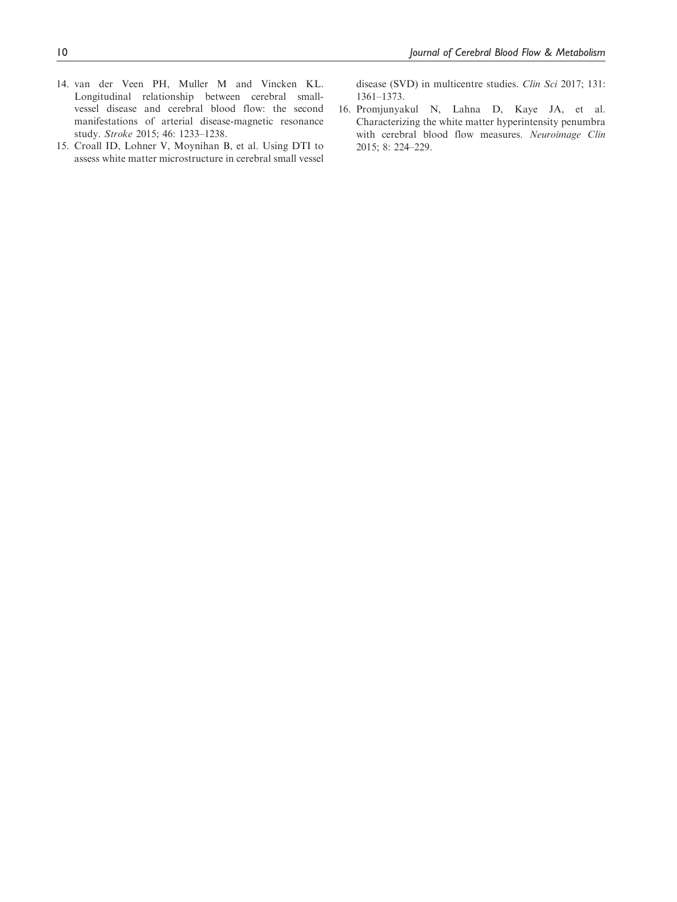14. van der Veen PH, Muller M and Vincken KL. Longitudinal relationship between cerebral small-vessel disease and cerebral blood flow: the second manifestations of arterial disease-magnetic resonance study. *Stroke* 2015; 46: 1233–1238.
15. Croall ID, Lohner V, Moynihan B, et al. Using DTI to assess white matter microstructure in cerebral small vessel disease (SVD) in multicentre studies. *Clin Sci* 2017; 131: 1361–1373.
16. Promjunyakul N, Lahna D, Kaye JA, et al. Characterizing the white matter hyperintensity penumbra with cerebral blood flow measures. *Neuroimage Clin* 2015; 8: 224–229.